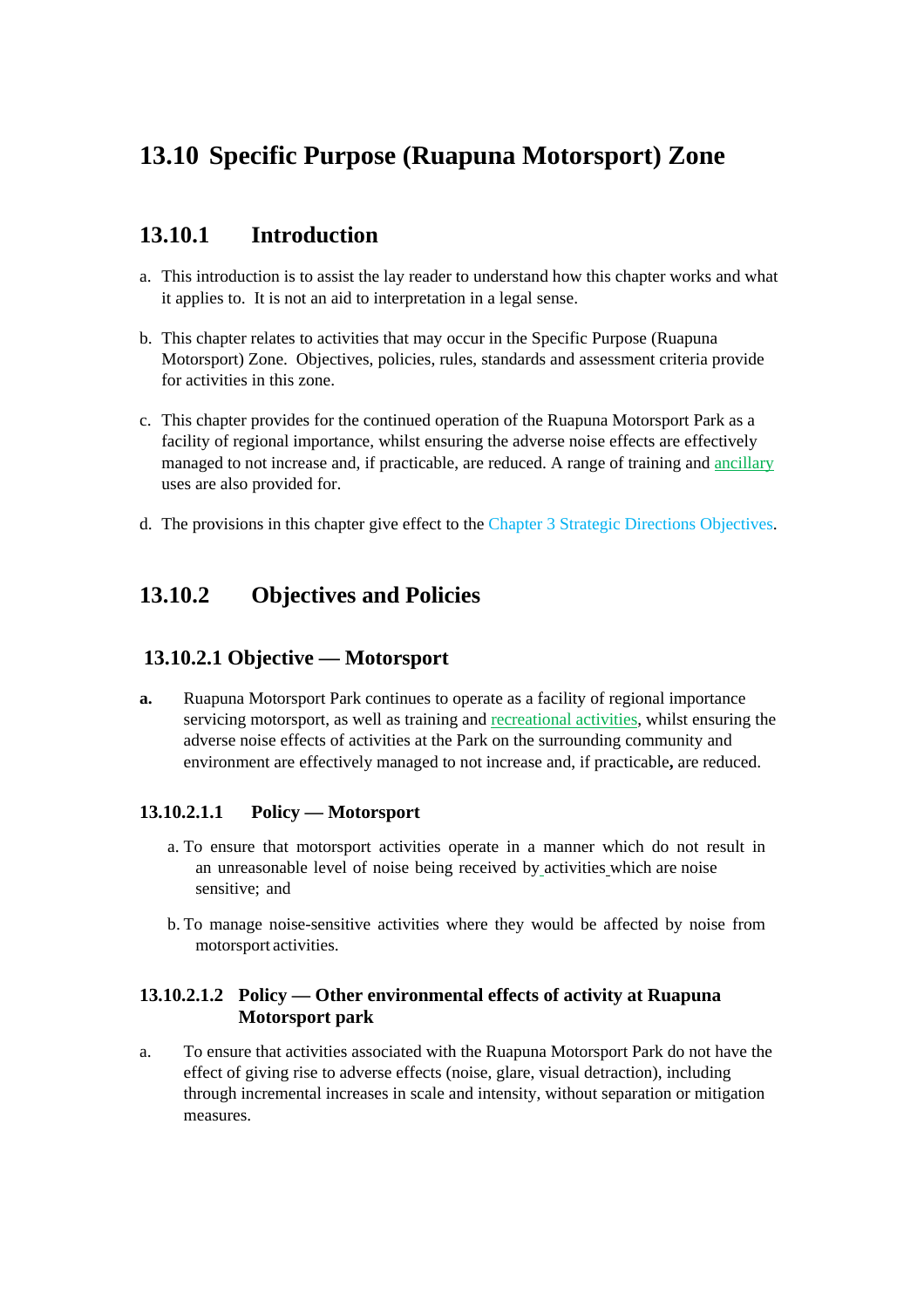# 13.10 Specific Purpose (Ruapuna Motorsport) Zone

## 13.10.1 Introduction

a. This introduction is to assist the lay reader to understand how this chapter works and what it applies to. It is not an aid to interpretation in a legal sense.

b. This chapter relates to activities that may occur in the Specific Purpose (Ruapuna Motorsport) Zone. Objectives, policies, rules, standards and assessment criteria provide for activities in this zone.

c. This chapter provides for the continued operation of the Ruapuna Motorsport Park as a facility of regional importance, whilst ensuring the adverse noise effects are effectively managed to not increase and, if practicable, are reduced. A range of training and ancillary uses are also provided for.

d. The provisions in this chapter give effect to the Chapter 3 Strategic Directions Objectives.

## 13.10.2 Objectives and Policies

### 13.10.2.1 Objective — Motorsport

**a.** Ruapuna Motorsport Park continues to operate as a facility of regional importance servicing motorsport, as well as training and recreational activities, whilst ensuring the adverse noise effects of activities at the Park on the surrounding community and environment are effectively managed to not increase and, if practicable**,** are reduced.

#### 13.10.2.1.1 Policy — Motorsport

a. To ensure that motorsport activities operate in a manner which do not result in an unreasonable level of noise being received by activities which are noise sensitive; and

b. To manage noise-sensitive activities where they would be affected by noise from motorsport activities.

#### 13.10.2.1.2 Policy — Other environmental effects of activity at Ruapuna Motorsport park

a. To ensure that activities associated with the Ruapuna Motorsport Park do not have the effect of giving rise to adverse effects (noise, glare, visual detraction), including through incremental increases in scale and intensity, without separation or mitigation measures.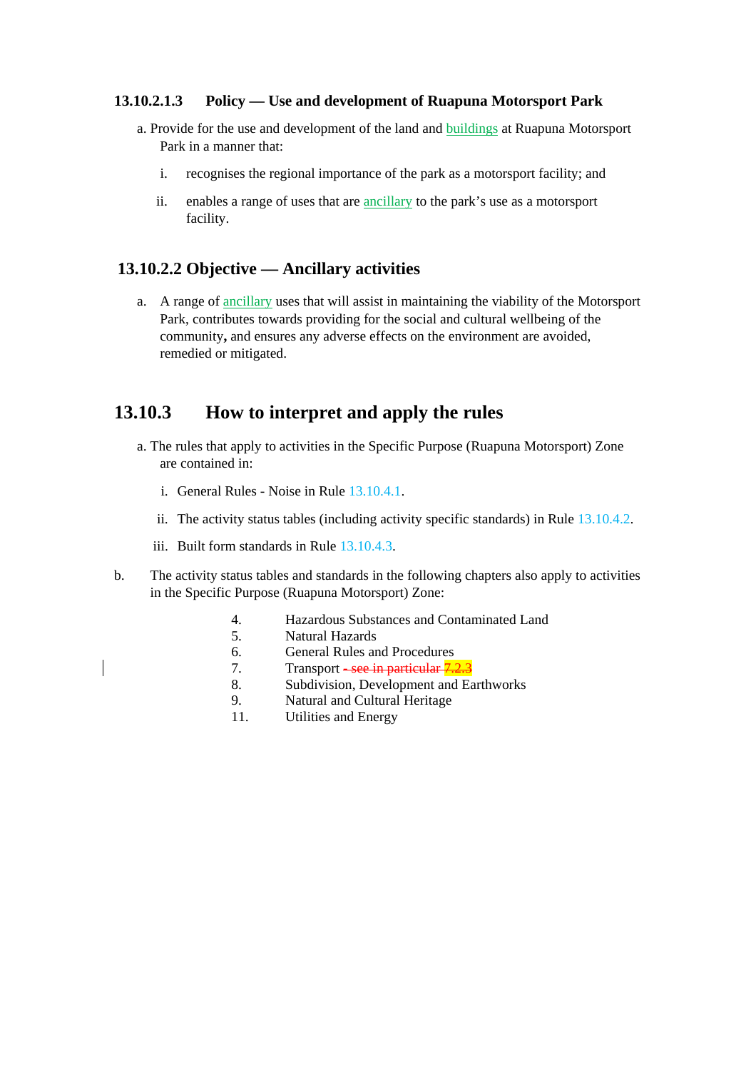#### 13.10.2.1.3 Policy — Use and development of Ruapuna Motorsport Park

a. Provide for the use and development of the land and buildings at Ruapuna Motorsport Park in a manner that:

   i. recognises the regional importance of the park as a motorsport facility; and

   ii. enables a range of uses that are ancillary to the park's use as a motorsport facility.

### 13.10.2.2 Objective — Ancillary activities

a. A range of ancillary uses that will assist in maintaining the viability of the Motorsport Park, contributes towards providing for the social and cultural wellbeing of the community, and ensures any adverse effects on the environment are avoided, remedied or mitigated.

## 13.10.3 How to interpret and apply the rules

a. The rules that apply to activities in the Specific Purpose (Ruapuna Motorsport) Zone are contained in:

   i. General Rules - Noise in Rule 13.10.4.1.

   ii. The activity status tables (including activity specific standards) in Rule 13.10.4.2.

   iii. Built form standards in Rule 13.10.4.3.

b. The activity status tables and standards in the following chapters also apply to activities in the Specific Purpose (Ruapuna Motorsport) Zone:

   4. Hazardous Substances and Contaminated Land
   5. Natural Hazards
   6. General Rules and Procedures
   7. Transport ~~- see in particular 7.2.3~~
   8. Subdivision, Development and Earthworks
   9. Natural and Cultural Heritage
   11. Utilities and Energy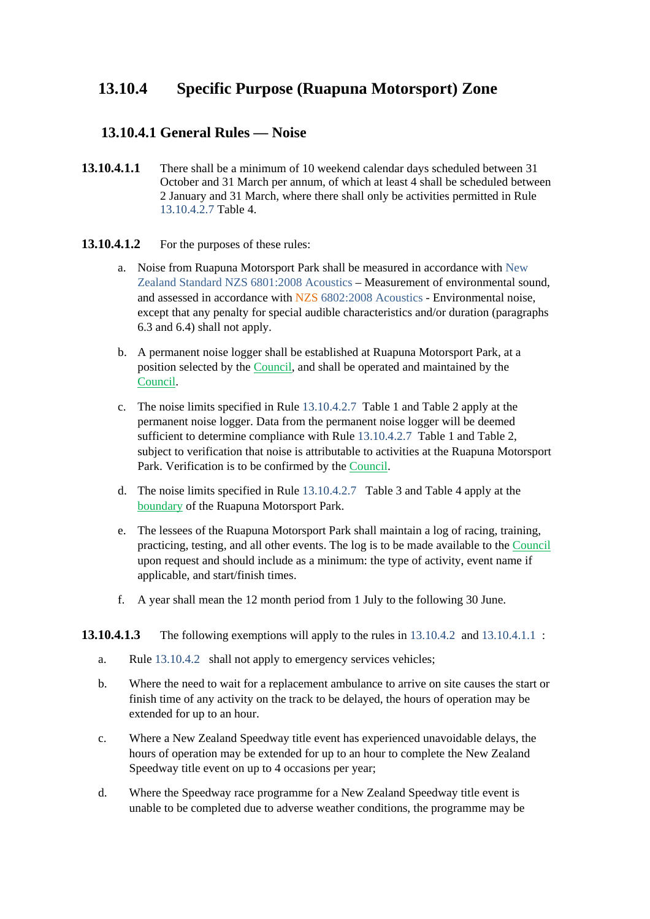## 13.10.4 Specific Purpose (Ruapuna Motorsport) Zone

### 13.10.4.1 General Rules — Noise

**13.10.4.1.1** There shall be a minimum of 10 weekend calendar days scheduled between 31 October and 31 March per annum, of which at least 4 shall be scheduled between 2 January and 31 March, where there shall only be activities permitted in Rule 13.10.4.2.7 Table 4.

**13.10.4.1.2** For the purposes of these rules:

a. Noise from Ruapuna Motorsport Park shall be measured in accordance with New Zealand Standard NZS 6801:2008 Acoustics – Measurement of environmental sound, and assessed in accordance with NZS 6802:2008 Acoustics - Environmental noise, except that any penalty for special audible characteristics and/or duration (paragraphs 6.3 and 6.4) shall not apply.

b. A permanent noise logger shall be established at Ruapuna Motorsport Park, at a position selected by the Council, and shall be operated and maintained by the Council.

c. The noise limits specified in Rule 13.10.4.2.7 Table 1 and Table 2 apply at the permanent noise logger. Data from the permanent noise logger will be deemed sufficient to determine compliance with Rule 13.10.4.2.7 Table 1 and Table 2, subject to verification that noise is attributable to activities at the Ruapuna Motorsport Park. Verification is to be confirmed by the Council.

d. The noise limits specified in Rule 13.10.4.2.7 Table 3 and Table 4 apply at the boundary of the Ruapuna Motorsport Park.

e. The lessees of the Ruapuna Motorsport Park shall maintain a log of racing, training, practicing, testing, and all other events. The log is to be made available to the Council upon request and should include as a minimum: the type of activity, event name if applicable, and start/finish times.

f. A year shall mean the 12 month period from 1 July to the following 30 June.

**13.10.4.1.3** The following exemptions will apply to the rules in 13.10.4.2 and 13.10.4.1.1 :

a. Rule 13.10.4.2 shall not apply to emergency services vehicles;

b. Where the need to wait for a replacement ambulance to arrive on site causes the start or finish time of any activity on the track to be delayed, the hours of operation may be extended for up to an hour.

c. Where a New Zealand Speedway title event has experienced unavoidable delays, the hours of operation may be extended for up to an hour to complete the New Zealand Speedway title event on up to 4 occasions per year;

d. Where the Speedway race programme for a New Zealand Speedway title event is unable to be completed due to adverse weather conditions, the programme may be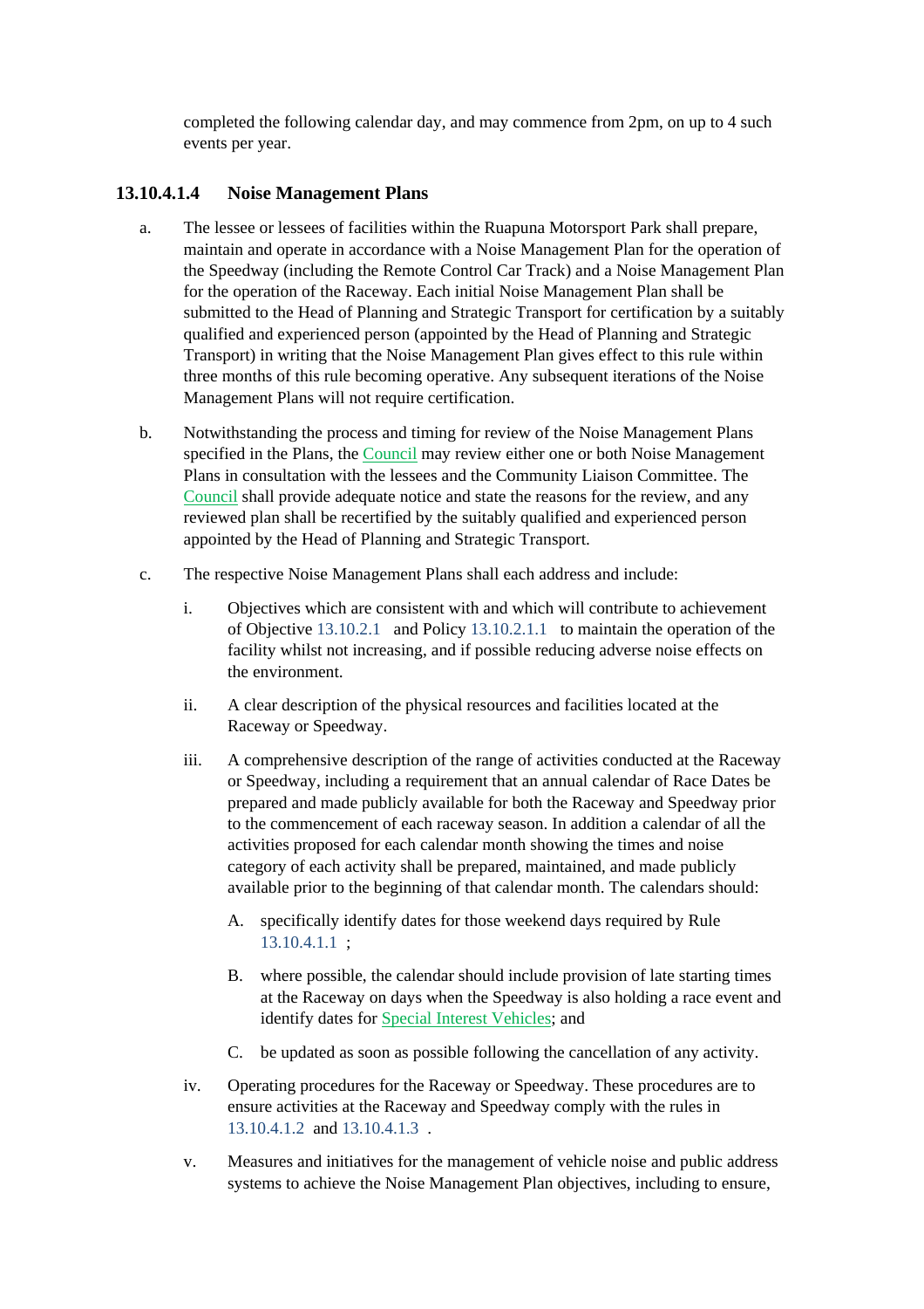completed the following calendar day, and may commence from 2pm, on up to 4 such events per year.

#### 13.10.4.1.4 Noise Management Plans

a. The lessee or lessees of facilities within the Ruapuna Motorsport Park shall prepare, maintain and operate in accordance with a Noise Management Plan for the operation of the Speedway (including the Remote Control Car Track) and a Noise Management Plan for the operation of the Raceway. Each initial Noise Management Plan shall be submitted to the Head of Planning and Strategic Transport for certification by a suitably qualified and experienced person (appointed by the Head of Planning and Strategic Transport) in writing that the Noise Management Plan gives effect to this rule within three months of this rule becoming operative. Any subsequent iterations of the Noise Management Plans will not require certification.

b. Notwithstanding the process and timing for review of the Noise Management Plans specified in the Plans, the Council may review either one or both Noise Management Plans in consultation with the lessees and the Community Liaison Committee. The Council shall provide adequate notice and state the reasons for the review, and any reviewed plan shall be recertified by the suitably qualified and experienced person appointed by the Head of Planning and Strategic Transport.

c. The respective Noise Management Plans shall each address and include:

   i. Objectives which are consistent with and which will contribute to achievement of Objective 13.10.2.1 and Policy 13.10.2.1.1 to maintain the operation of the facility whilst not increasing, and if possible reducing adverse noise effects on the environment.

   ii. A clear description of the physical resources and facilities located at the Raceway or Speedway.

   iii. A comprehensive description of the range of activities conducted at the Raceway or Speedway, including a requirement that an annual calendar of Race Dates be prepared and made publicly available for both the Raceway and Speedway prior to the commencement of each raceway season. In addition a calendar of all the activities proposed for each calendar month showing the times and noise category of each activity shall be prepared, maintained, and made publicly available prior to the beginning of that calendar month. The calendars should:

      A. specifically identify dates for those weekend days required by Rule 13.10.4.1.1 ;

      B. where possible, the calendar should include provision of late starting times at the Raceway on days when the Speedway is also holding a race event and identify dates for Special Interest Vehicles; and

      C. be updated as soon as possible following the cancellation of any activity.

   iv. Operating procedures for the Raceway or Speedway. These procedures are to ensure activities at the Raceway and Speedway comply with the rules in 13.10.4.1.2 and 13.10.4.1.3 .

   v. Measures and initiatives for the management of vehicle noise and public address systems to achieve the Noise Management Plan objectives, including to ensure,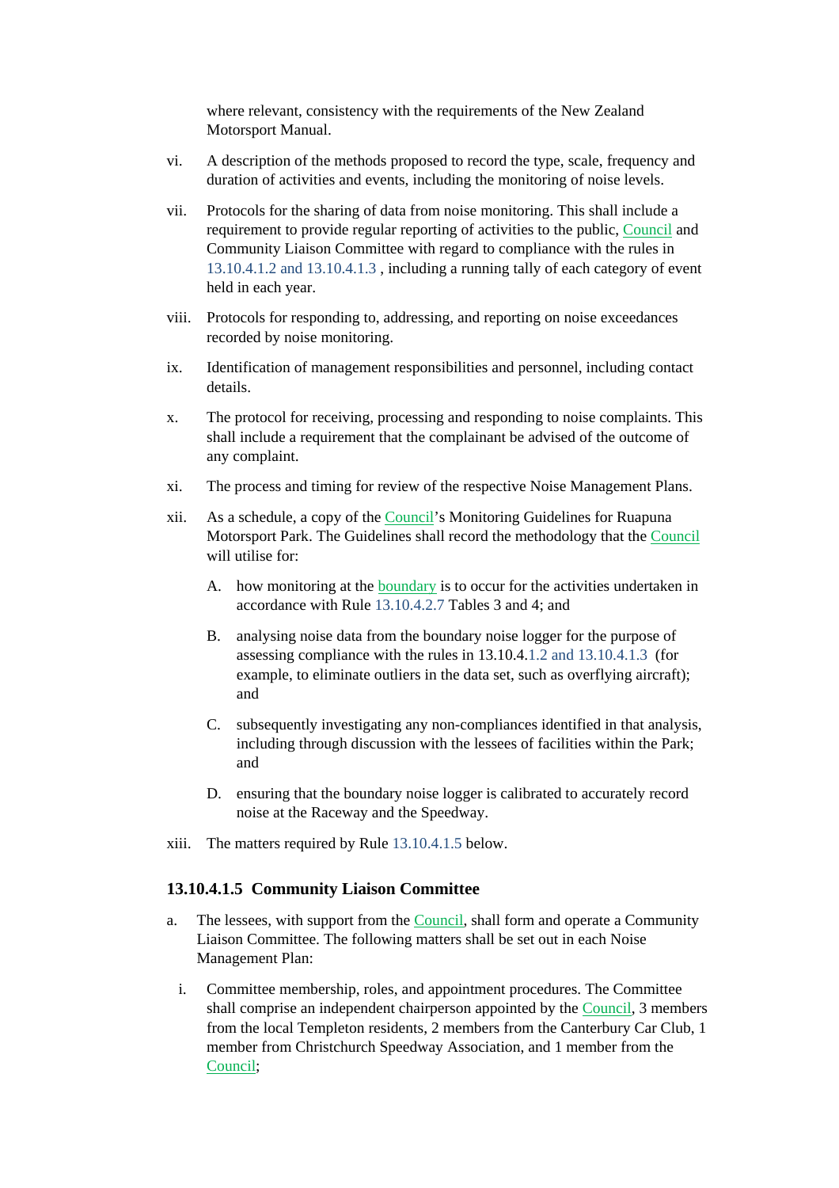where relevant, consistency with the requirements of the New Zealand Motorsport Manual.

vi. A description of the methods proposed to record the type, scale, frequency and duration of activities and events, including the monitoring of noise levels.

vii. Protocols for the sharing of data from noise monitoring. This shall include a requirement to provide regular reporting of activities to the public, Council and Community Liaison Committee with regard to compliance with the rules in 13.10.4.1.2 and 13.10.4.1.3 , including a running tally of each category of event held in each year.

viii. Protocols for responding to, addressing, and reporting on noise exceedances recorded by noise monitoring.

ix. Identification of management responsibilities and personnel, including contact details.

x. The protocol for receiving, processing and responding to noise complaints. This shall include a requirement that the complainant be advised of the outcome of any complaint.

xi. The process and timing for review of the respective Noise Management Plans.

xii. As a schedule, a copy of the Council's Monitoring Guidelines for Ruapuna Motorsport Park. The Guidelines shall record the methodology that the Council will utilise for:

A. how monitoring at the boundary is to occur for the activities undertaken in accordance with Rule 13.10.4.2.7 Tables 3 and 4; and

B. analysing noise data from the boundary noise logger for the purpose of assessing compliance with the rules in 13.10.4.1.2 and 13.10.4.1.3 (for example, to eliminate outliers in the data set, such as overflying aircraft); and

C. subsequently investigating any non-compliances identified in that analysis, including through discussion with the lessees of facilities within the Park; and

D. ensuring that the boundary noise logger is calibrated to accurately record noise at the Raceway and the Speedway.

xiii. The matters required by Rule 13.10.4.1.5 below.

### 13.10.4.1.5 Community Liaison Committee

a. The lessees, with support from the Council, shall form and operate a Community Liaison Committee. The following matters shall be set out in each Noise Management Plan:

i. Committee membership, roles, and appointment procedures. The Committee shall comprise an independent chairperson appointed by the Council, 3 members from the local Templeton residents, 2 members from the Canterbury Car Club, 1 member from Christchurch Speedway Association, and 1 member from the Council;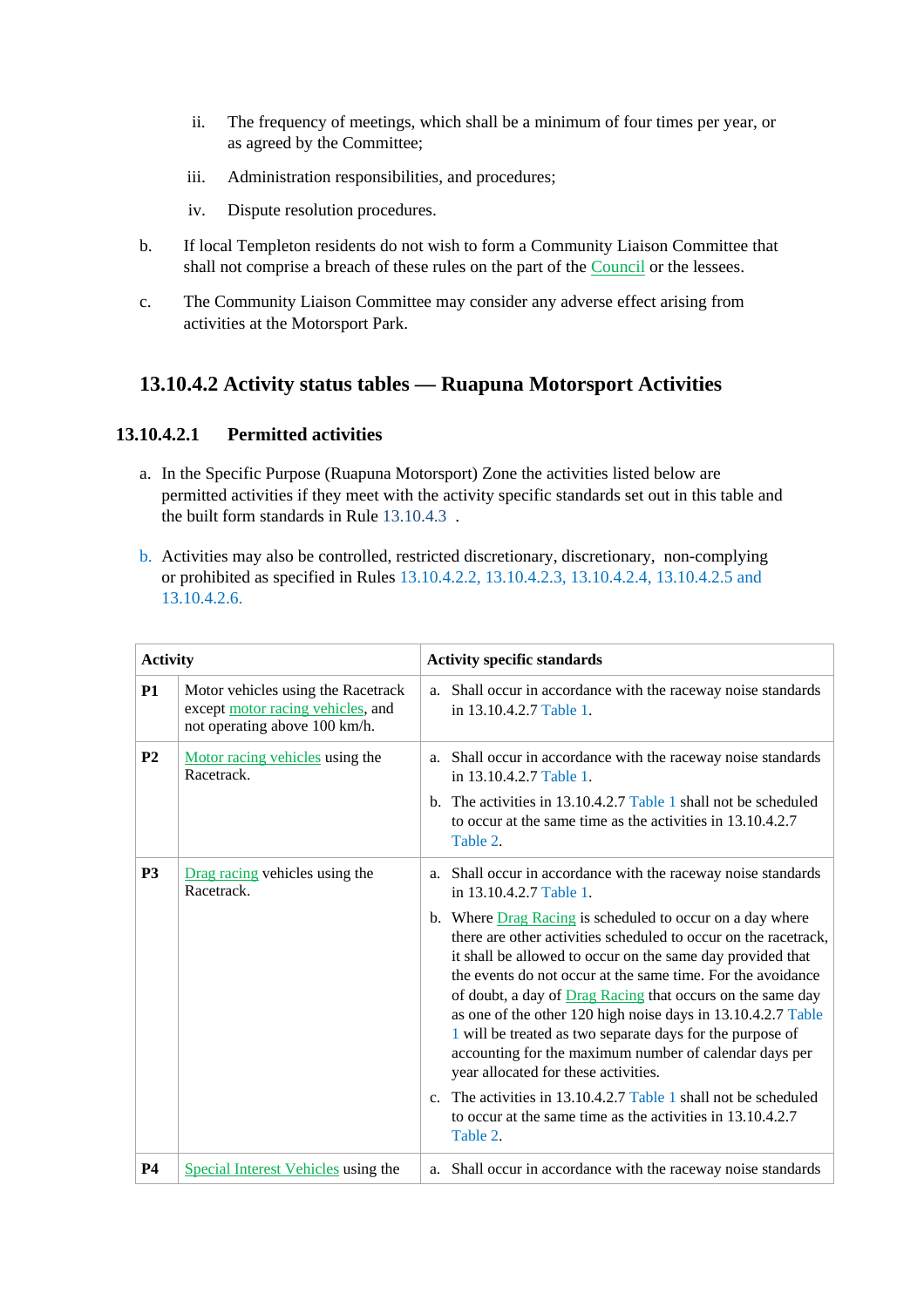ii. The frequency of meetings, which shall be a minimum of four times per year, or as agreed by the Committee;

iii. Administration responsibilities, and procedures;

iv. Dispute resolution procedures.

b. If local Templeton residents do not wish to form a Community Liaison Committee that shall not comprise a breach of these rules on the part of the Council or the lessees.

c. The Community Liaison Committee may consider any adverse effect arising from activities at the Motorsport Park.

## 13.10.4.2 Activity status tables — Ruapuna Motorsport Activities

### 13.10.4.2.1 Permitted activities

a. In the Specific Purpose (Ruapuna Motorsport) Zone the activities listed below are permitted activities if they meet with the activity specific standards set out in this table and the built form standards in Rule 13.10.4.3 .

b. Activities may also be controlled, restricted discretionary, discretionary, non-complying or prohibited as specified in Rules 13.10.4.2.2, 13.10.4.2.3, 13.10.4.2.4, 13.10.4.2.5 and 13.10.4.2.6.

| Activity | | Activity specific standards |
|---|---|---|
| **P1** | Motor vehicles using the Racetrack except motor racing vehicles, and not operating above 100 km/h. | a. Shall occur in accordance with the raceway noise standards in 13.10.4.2.7 Table 1. |
| **P2** | Motor racing vehicles using the Racetrack. | a. Shall occur in accordance with the raceway noise standards in 13.10.4.2.7 Table 1.<br>b. The activities in 13.10.4.2.7 Table 1 shall not be scheduled to occur at the same time as the activities in 13.10.4.2.7 Table 2. |
| **P3** | Drag racing vehicles using the Racetrack. | a. Shall occur in accordance with the raceway noise standards in 13.10.4.2.7 Table 1.<br>b. Where Drag Racing is scheduled to occur on a day where there are other activities scheduled to occur on the racetrack, it shall be allowed to occur on the same day provided that the events do not occur at the same time. For the avoidance of doubt, a day of Drag Racing that occurs on the same day as one of the other 120 high noise days in 13.10.4.2.7 Table 1 will be treated as two separate days for the purpose of accounting for the maximum number of calendar days per year allocated for these activities.<br>c. The activities in 13.10.4.2.7 Table 1 shall not be scheduled to occur at the same time as the activities in 13.10.4.2.7 Table 2. |
| **P4** | Special Interest Vehicles using the | a. Shall occur in accordance with the raceway noise standards |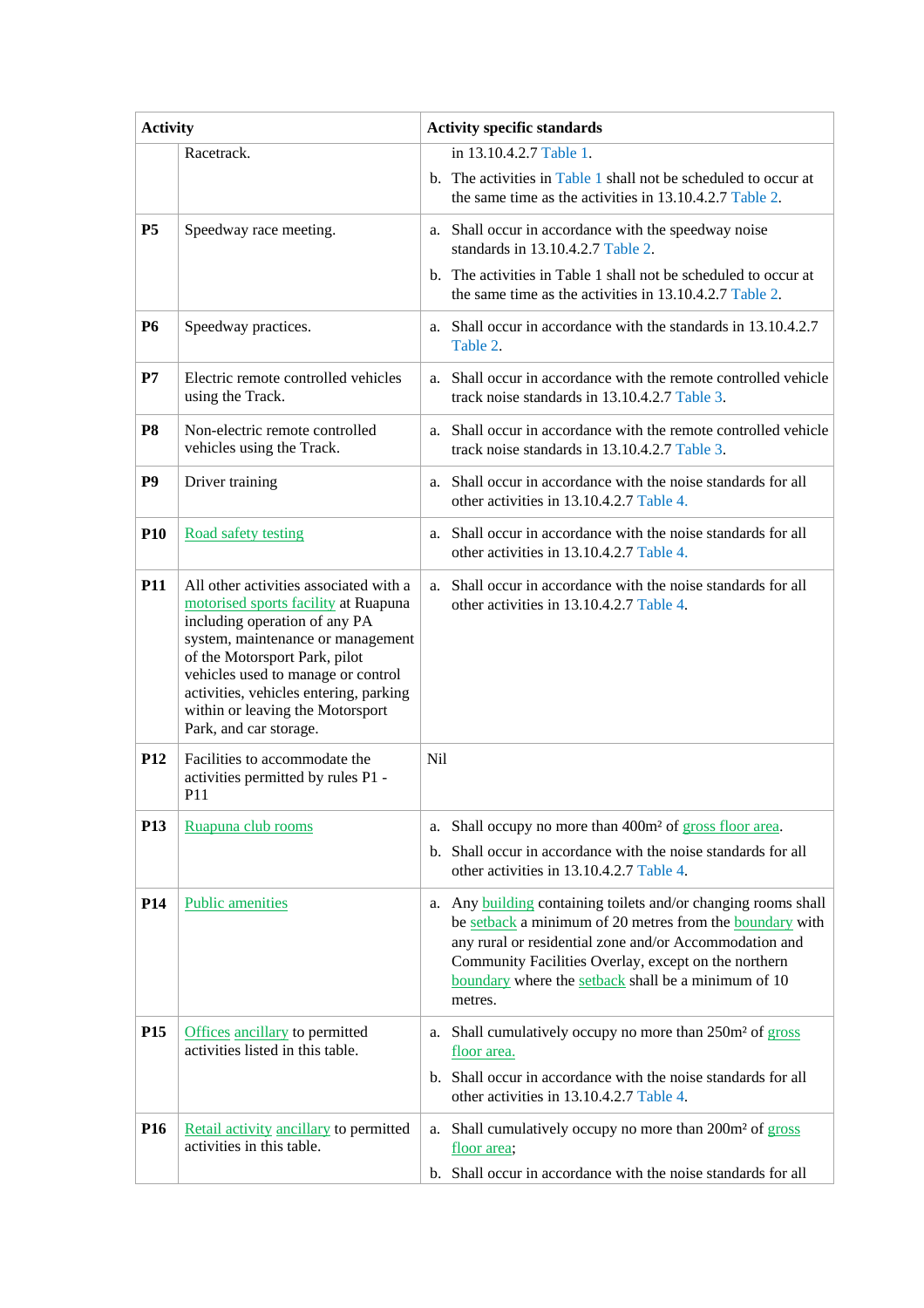| Activity | | Activity specific standards |
|---|---|---|
| | Racetrack. | in 13.10.4.2.7 Table 1.<br>b. The activities in Table 1 shall not be scheduled to occur at the same time as the activities in 13.10.4.2.7 Table 2. |
| **P5** | Speedway race meeting. | a. Shall occur in accordance with the speedway noise standards in 13.10.4.2.7 Table 2.<br>b. The activities in Table 1 shall not be scheduled to occur at the same time as the activities in 13.10.4.2.7 Table 2. |
| **P6** | Speedway practices. | a. Shall occur in accordance with the standards in 13.10.4.2.7 Table 2. |
| **P7** | Electric remote controlled vehicles using the Track. | a. Shall occur in accordance with the remote controlled vehicle track noise standards in 13.10.4.2.7 Table 3. |
| **P8** | Non-electric remote controlled vehicles using the Track. | a. Shall occur in accordance with the remote controlled vehicle track noise standards in 13.10.4.2.7 Table 3. |
| **P9** | Driver training | a. Shall occur in accordance with the noise standards for all other activities in 13.10.4.2.7 Table 4. |
| **P10** | Road safety testing | a. Shall occur in accordance with the noise standards for all other activities in 13.10.4.2.7 Table 4. |
| **P11** | All other activities associated with a motorised sports facility at Ruapuna including operation of any PA system, maintenance or management of the Motorsport Park, pilot vehicles used to manage or control activities, vehicles entering, parking within or leaving the Motorsport Park, and car storage. | a. Shall occur in accordance with the noise standards for all other activities in 13.10.4.2.7 Table 4. |
| **P12** | Facilities to accommodate the activities permitted by rules P1 - P11 | Nil |
| **P13** | Ruapuna club rooms | a. Shall occupy no more than 400m² of gross floor area.<br>b. Shall occur in accordance with the noise standards for all other activities in 13.10.4.2.7 Table 4. |
| **P14** | Public amenities | a. Any building containing toilets and/or changing rooms shall be setback a minimum of 20 metres from the boundary with any rural or residential zone and/or Accommodation and Community Facilities Overlay, except on the northern boundary where the setback shall be a minimum of 10 metres. |
| **P15** | Offices ancillary to permitted activities listed in this table. | a. Shall cumulatively occupy no more than 250m² of gross floor area.<br>b. Shall occur in accordance with the noise standards for all other activities in 13.10.4.2.7 Table 4. |
| **P16** | Retail activity ancillary to permitted activities in this table. | a. Shall cumulatively occupy no more than 200m² of gross floor area;<br>b. Shall occur in accordance with the noise standards for all |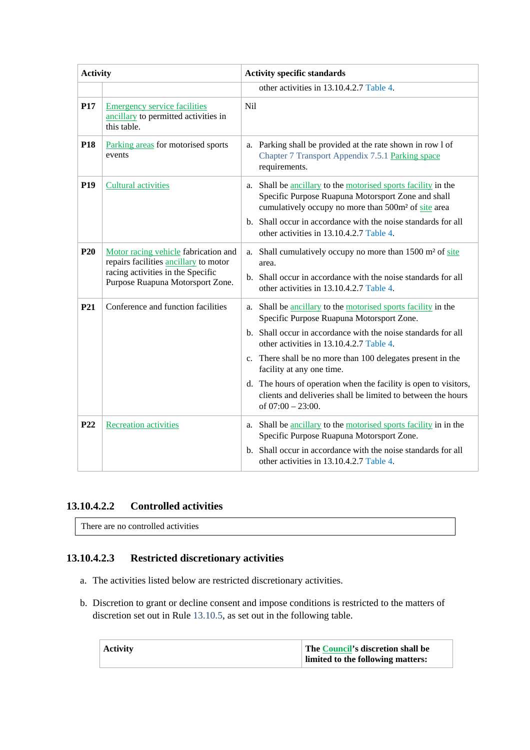| Activity | | Activity specific standards |
|---|---|---|
| | | other activities in 13.10.4.2.7 Table 4. |
| **P17** | Emergency service facilities ancillary to permitted activities in this table. | Nil |
| **P18** | Parking areas for motorised sports events | a. Parking shall be provided at the rate shown in row l of Chapter 7 Transport Appendix 7.5.1 Parking space requirements. |
| **P19** | Cultural activities | a. Shall be ancillary to the motorised sports facility in the Specific Purpose Ruapuna Motorsport Zone and shall cumulatively occupy no more than 500m² of site area<br>b. Shall occur in accordance with the noise standards for all other activities in 13.10.4.2.7 Table 4. |
| **P20** | Motor racing vehicle fabrication and repairs facilities ancillary to motor racing activities in the Specific Purpose Ruapuna Motorsport Zone. | a. Shall cumulatively occupy no more than 1500 m² of site area.<br>b. Shall occur in accordance with the noise standards for all other activities in 13.10.4.2.7 Table 4. |
| **P21** | Conference and function facilities | a. Shall be ancillary to the motorised sports facility in the Specific Purpose Ruapuna Motorsport Zone.<br>b. Shall occur in accordance with the noise standards for all other activities in 13.10.4.2.7 Table 4.<br>c. There shall be no more than 100 delegates present in the facility at any one time.<br>d. The hours of operation when the facility is open to visitors, clients and deliveries shall be limited to between the hours of 07:00 – 23:00. |
| **P22** | Recreation activities | a. Shall be ancillary to the motorised sports facility in in the Specific Purpose Ruapuna Motorsport Zone.<br>b. Shall occur in accordance with the noise standards for all other activities in 13.10.4.2.7 Table 4. |

### 13.10.4.2.2 Controlled activities

| There are no controlled activities |
|---|

### 13.10.4.2.3 Restricted discretionary activities

a. The activities listed below are restricted discretionary activities.

b. Discretion to grant or decline consent and impose conditions is restricted to the matters of discretion set out in Rule 13.10.5, as set out in the following table.

| Activity | The Council's discretion shall be limited to the following matters: |
|---|---|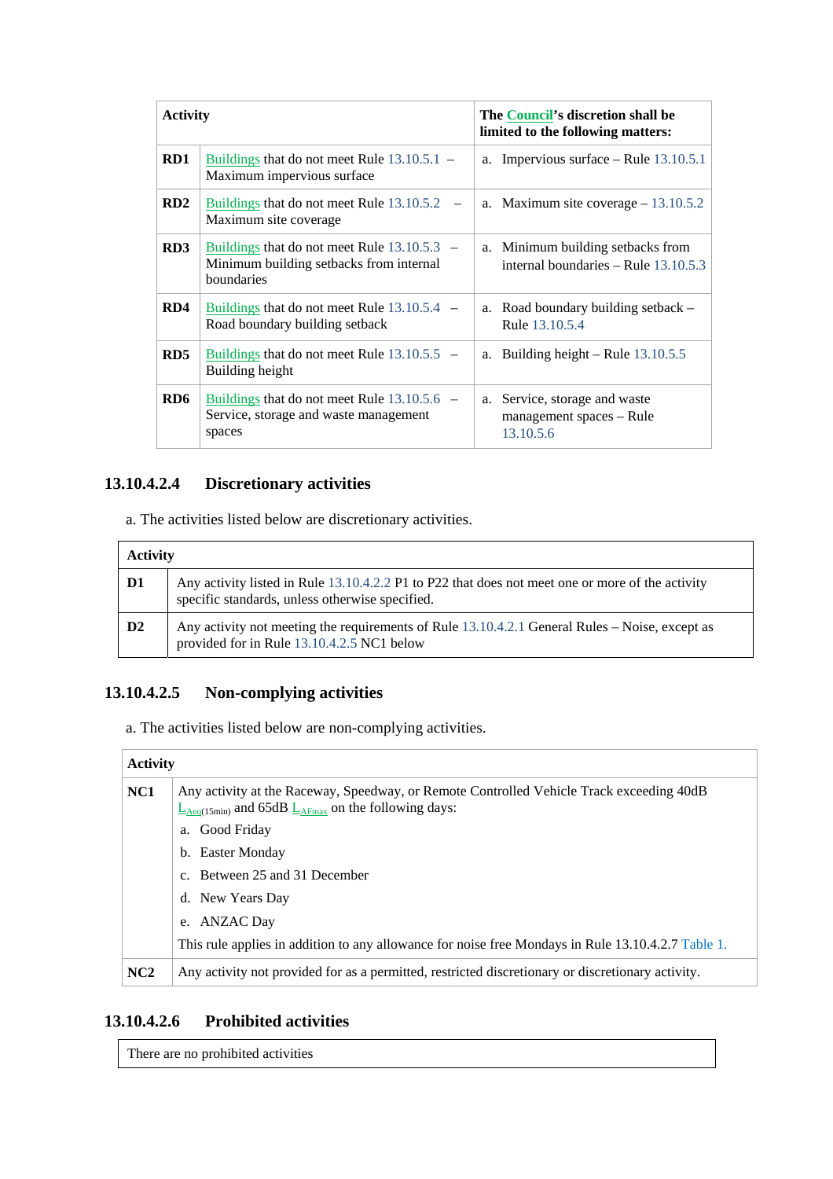| Activity | | The Council's discretion shall be limited to the following matters: |
|---|---|---|
| **RD1** | Buildings that do not meet Rule 13.10.5.1 – Maximum impervious surface | a. Impervious surface – Rule 13.10.5.1 |
| **RD2** | Buildings that do not meet Rule 13.10.5.2 – Maximum site coverage | a. Maximum site coverage – 13.10.5.2 |
| **RD3** | Buildings that do not meet Rule 13.10.5.3 – Minimum building setbacks from internal boundaries | a. Minimum building setbacks from internal boundaries – Rule 13.10.5.3 |
| **RD4** | Buildings that do not meet Rule 13.10.5.4 – Road boundary building setback | a. Road boundary building setback – Rule 13.10.5.4 |
| **RD5** | Buildings that do not meet Rule 13.10.5.5 – Building height | a. Building height – Rule 13.10.5.5 |
| **RD6** | Buildings that do not meet Rule 13.10.5.6 – Service, storage and waste management spaces | a. Service, storage and waste management spaces – Rule 13.10.5.6 |

### 13.10.4.2.4 Discretionary activities

a. The activities listed below are discretionary activities.

| Activity | |
|---|---|
| **D1** | Any activity listed in Rule 13.10.4.2.2 P1 to P22 that does not meet one or more of the activity specific standards, unless otherwise specified. |
| **D2** | Any activity not meeting the requirements of Rule 13.10.4.2.1 General Rules – Noise, except as provided for in Rule 13.10.4.2.5 NC1 below |

### 13.10.4.2.5 Non-complying activities

a. The activities listed below are non-complying activities.

| Activity | |
|---|---|
| **NC1** | Any activity at the Raceway, Speedway, or Remote Controlled Vehicle Track exceeding 40dB $L_{Aeq(15min)}$ and 65dB $L_{AFmax}$ on the following days:<br>a. Good Friday<br>b. Easter Monday<br>c. Between 25 and 31 December<br>d. New Years Day<br>e. ANZAC Day<br>This rule applies in addition to any allowance for noise free Mondays in Rule 13.10.4.2.7 Table 1. |
| **NC2** | Any activity not provided for as a permitted, restricted discretionary or discretionary activity. |

### 13.10.4.2.6 Prohibited activities

| There are no prohibited activities |
|---|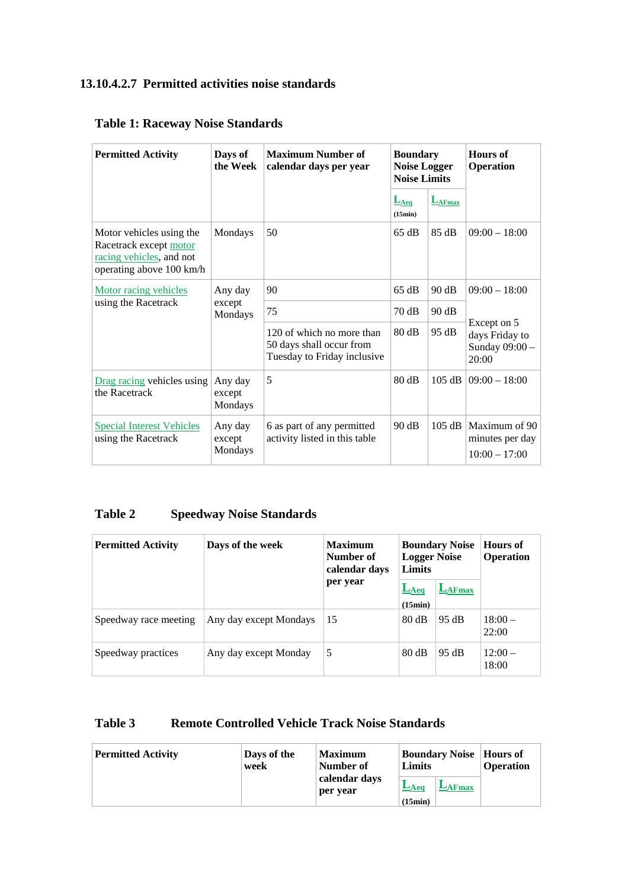### 13.10.4.2.7 Permitted activities noise standards

**Table 1: Raceway Noise Standards**

| Permitted Activity | Days of the Week | Maximum Number of calendar days per year | Boundary Noise Logger Noise Limits | | Hours of Operation |
|---|---|---|---|---|---|
| | | | $L_{Aeq}$ (15min) | $L_{AFmax}$ | |
| Motor vehicles using the Racetrack except motor racing vehicles, and not operating above 100 km/h | Mondays | 50 | 65 dB | 85 dB | 09:00 – 18:00 |
| Motor racing vehicles using the Racetrack | Any day except Mondays | 90 | 65 dB | 90 dB | 09:00 – 18:00 |
| | | 75 | 70 dB | 90 dB | Except on 5 days Friday to Sunday 09:00 – 20:00 |
| | | 120 of which no more than 50 days shall occur from Tuesday to Friday inclusive | 80 dB | 95 dB | |
| Drag racing vehicles using the Racetrack | Any day except Mondays | 5 | 80 dB | 105 dB | 09:00 – 18:00 |
| Special Interest Vehicles using the Racetrack | Any day except Mondays | 6 as part of any permitted activity listed in this table | 90 dB | 105 dB | Maximum of 90 minutes per day 10:00 – 17:00 |

**Table 2 Speedway Noise Standards**

| Permitted Activity | Days of the week | Maximum Number of calendar days per year | Boundary Noise Logger Noise Limits | | Hours of Operation |
|---|---|---|---|---|---|
| | | | $L_{Aeq}$ (15min) | $L_{AFmax}$ | |
| Speedway race meeting | Any day except Mondays | 15 | 80 dB | 95 dB | 18:00 – 22:00 |
| Speedway practices | Any day except Monday | 5 | 80 dB | 95 dB | 12:00 – 18:00 |

**Table 3 Remote Controlled Vehicle Track Noise Standards**

| Permitted Activity | Days of the week | Maximum Number of calendar days per year | Boundary Noise Limits | | Hours of Operation |
|---|---|---|---|---|---|
| | | | $L_{Aeq}$ (15min) | $L_{AFmax}$ | |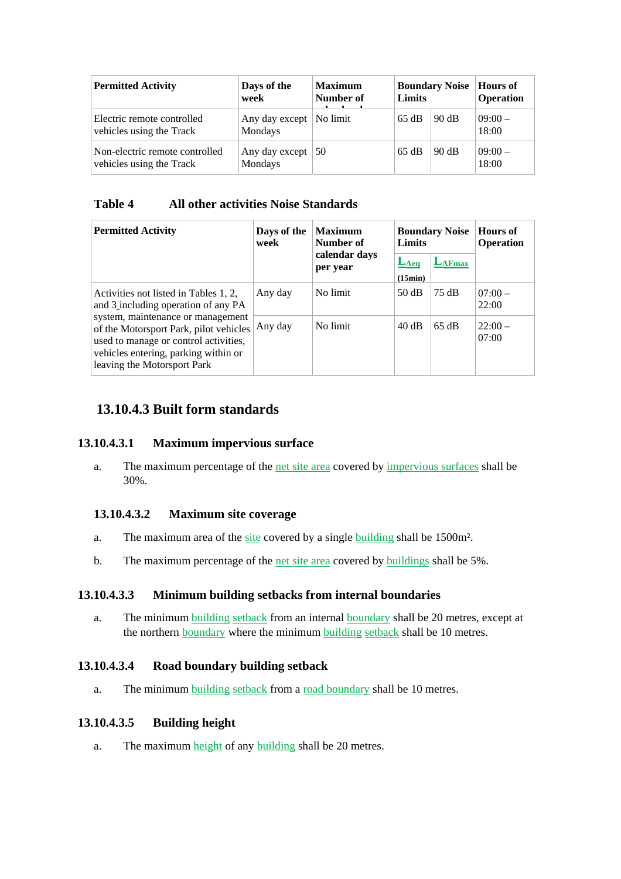| Permitted Activity | Days of the week | Maximum Number of calendar days per year | Boundary Noise Limits | | Hours of Operation |
|---|---|---|---|---|---|
| Electric remote controlled vehicles using the Track | Any day except Mondays | No limit | 65 dB | 90 dB | 09:00 – 18:00 |
| Non-electric remote controlled vehicles using the Track | Any day except Mondays | 50 | 65 dB | 90 dB | 09:00 – 18:00 |

**Table 4 All other activities Noise Standards**

| Permitted Activity | Days of the week | Maximum Number of calendar days per year | Boundary Noise Limits | | Hours of Operation |
|---|---|---|---|---|---|
| | | | $L_{Aeq}$ (15min) | $L_{AFmax}$ | |
| Activities not listed in Tables 1, 2, and 3 including operation of any PA system, maintenance or management of the Motorsport Park, pilot vehicles used to manage or control activities, vehicles entering, parking within or leaving the Motorsport Park | Any day | No limit | 50 dB | 75 dB | 07:00 – 22:00 |
| | Any day | No limit | 40 dB | 65 dB | 22:00 – 07:00 |

## 13.10.4.3 Built form standards

### 13.10.4.3.1 Maximum impervious surface

a. The maximum percentage of the net site area covered by impervious surfaces shall be 30%.

### 13.10.4.3.2 Maximum site coverage

a. The maximum area of the site covered by a single building shall be 1500m².

b. The maximum percentage of the net site area covered by buildings shall be 5%.

### 13.10.4.3.3 Minimum building setbacks from internal boundaries

a. The minimum building setback from an internal boundary shall be 20 metres, except at the northern boundary where the minimum building setback shall be 10 metres.

### 13.10.4.3.4 Road boundary building setback

a. The minimum building setback from a road boundary shall be 10 metres.

### 13.10.4.3.5 Building height

a. The maximum height of any building shall be 20 metres.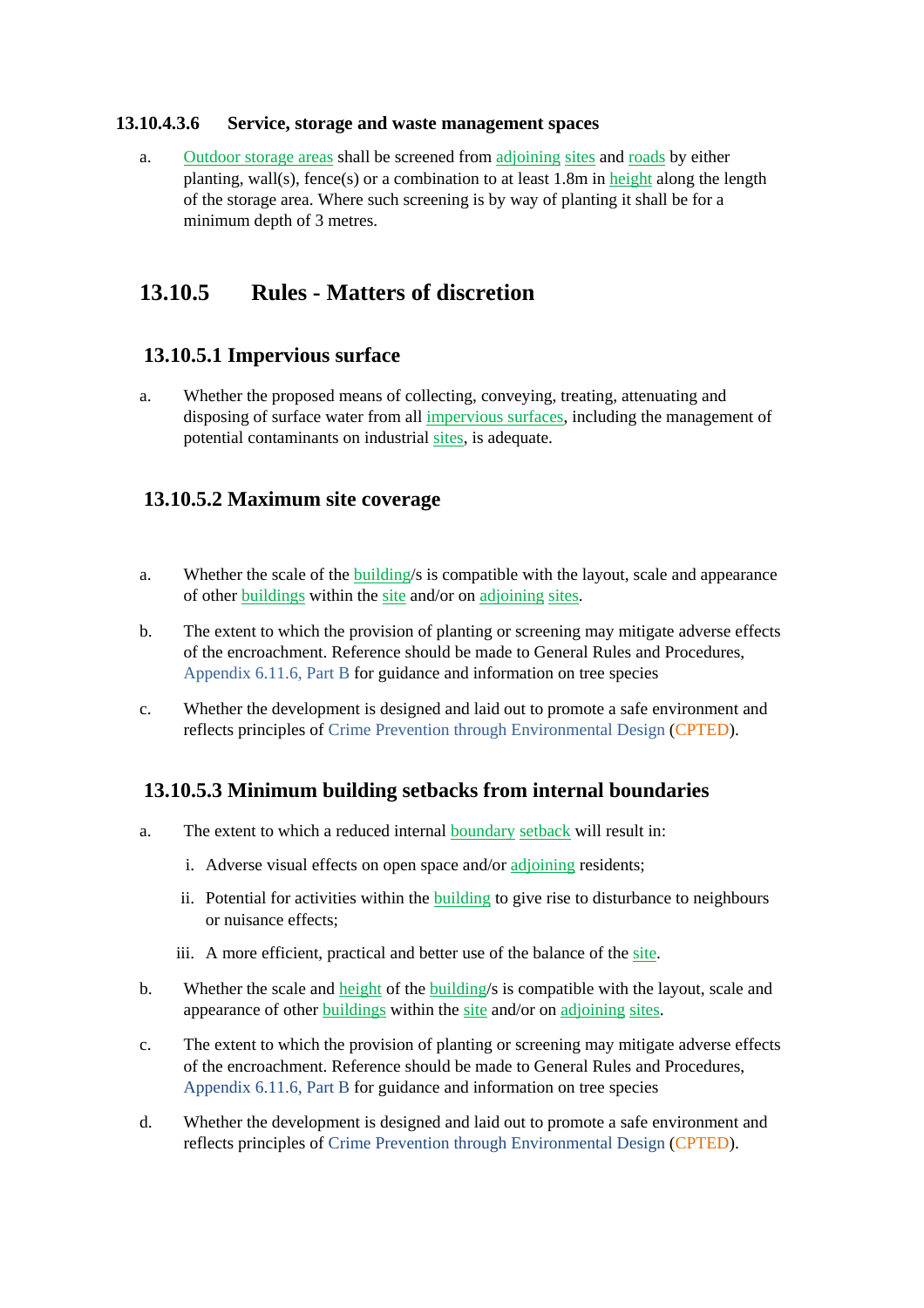#### 13.10.4.3.6 Service, storage and waste management spaces

a. Outdoor storage areas shall be screened from adjoining sites and roads by either planting, wall(s), fence(s) or a combination to at least 1.8m in height along the length of the storage area. Where such screening is by way of planting it shall be for a minimum depth of 3 metres.

## 13.10.5 Rules - Matters of discretion

### 13.10.5.1 Impervious surface

a. Whether the proposed means of collecting, conveying, treating, attenuating and disposing of surface water from all impervious surfaces, including the management of potential contaminants on industrial sites, is adequate.

### 13.10.5.2 Maximum site coverage

a. Whether the scale of the building/s is compatible with the layout, scale and appearance of other buildings within the site and/or on adjoining sites.

b. The extent to which the provision of planting or screening may mitigate adverse effects of the encroachment. Reference should be made to General Rules and Procedures, Appendix 6.11.6, Part B for guidance and information on tree species

c. Whether the development is designed and laid out to promote a safe environment and reflects principles of Crime Prevention through Environmental Design (CPTED).

### 13.10.5.3 Minimum building setbacks from internal boundaries

a. The extent to which a reduced internal boundary setback will result in:

   i. Adverse visual effects on open space and/or adjoining residents;

   ii. Potential for activities within the building to give rise to disturbance to neighbours or nuisance effects;

   iii. A more efficient, practical and better use of the balance of the site.

b. Whether the scale and height of the building/s is compatible with the layout, scale and appearance of other buildings within the site and/or on adjoining sites.

c. The extent to which the provision of planting or screening may mitigate adverse effects of the encroachment. Reference should be made to General Rules and Procedures, Appendix 6.11.6, Part B for guidance and information on tree species

d. Whether the development is designed and laid out to promote a safe environment and reflects principles of Crime Prevention through Environmental Design (CPTED).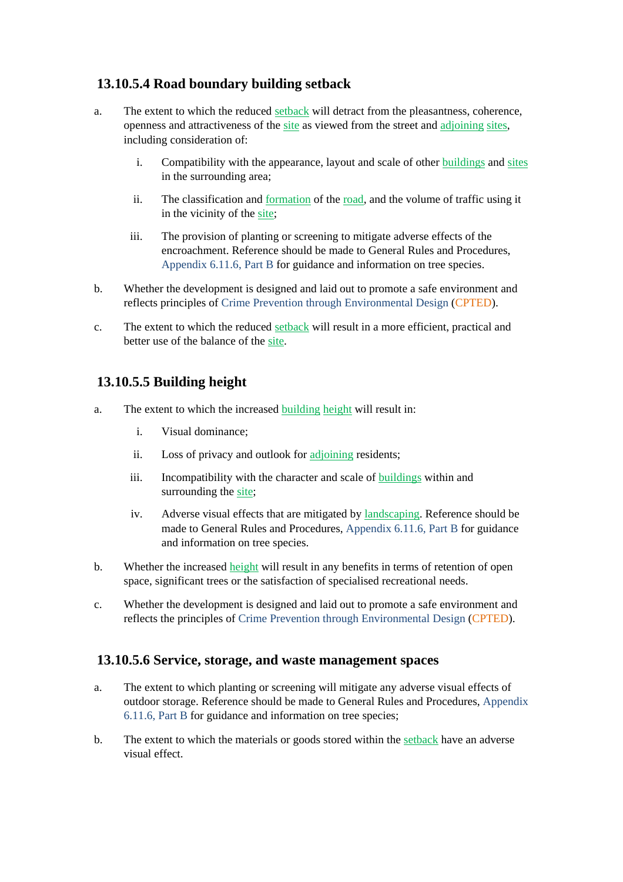### 13.10.5.4 Road boundary building setback

a. The extent to which the reduced setback will detract from the pleasantness, coherence, openness and attractiveness of the site as viewed from the street and adjoining sites, including consideration of:

   i. Compatibility with the appearance, layout and scale of other buildings and sites in the surrounding area;

   ii. The classification and formation of the road, and the volume of traffic using it in the vicinity of the site;

   iii. The provision of planting or screening to mitigate adverse effects of the encroachment. Reference should be made to General Rules and Procedures, Appendix 6.11.6, Part B for guidance and information on tree species.

b. Whether the development is designed and laid out to promote a safe environment and reflects principles of Crime Prevention through Environmental Design (CPTED).

c. The extent to which the reduced setback will result in a more efficient, practical and better use of the balance of the site.

### 13.10.5.5 Building height

a. The extent to which the increased building height will result in:

   i. Visual dominance;

   ii. Loss of privacy and outlook for adjoining residents;

   iii. Incompatibility with the character and scale of buildings within and surrounding the site;

   iv. Adverse visual effects that are mitigated by landscaping. Reference should be made to General Rules and Procedures, Appendix 6.11.6, Part B for guidance and information on tree species.

b. Whether the increased height will result in any benefits in terms of retention of open space, significant trees or the satisfaction of specialised recreational needs.

c. Whether the development is designed and laid out to promote a safe environment and reflects the principles of Crime Prevention through Environmental Design (CPTED).

### 13.10.5.6 Service, storage, and waste management spaces

a. The extent to which planting or screening will mitigate any adverse visual effects of outdoor storage. Reference should be made to General Rules and Procedures, Appendix 6.11.6, Part B for guidance and information on tree species;

b. The extent to which the materials or goods stored within the setback have an adverse visual effect.